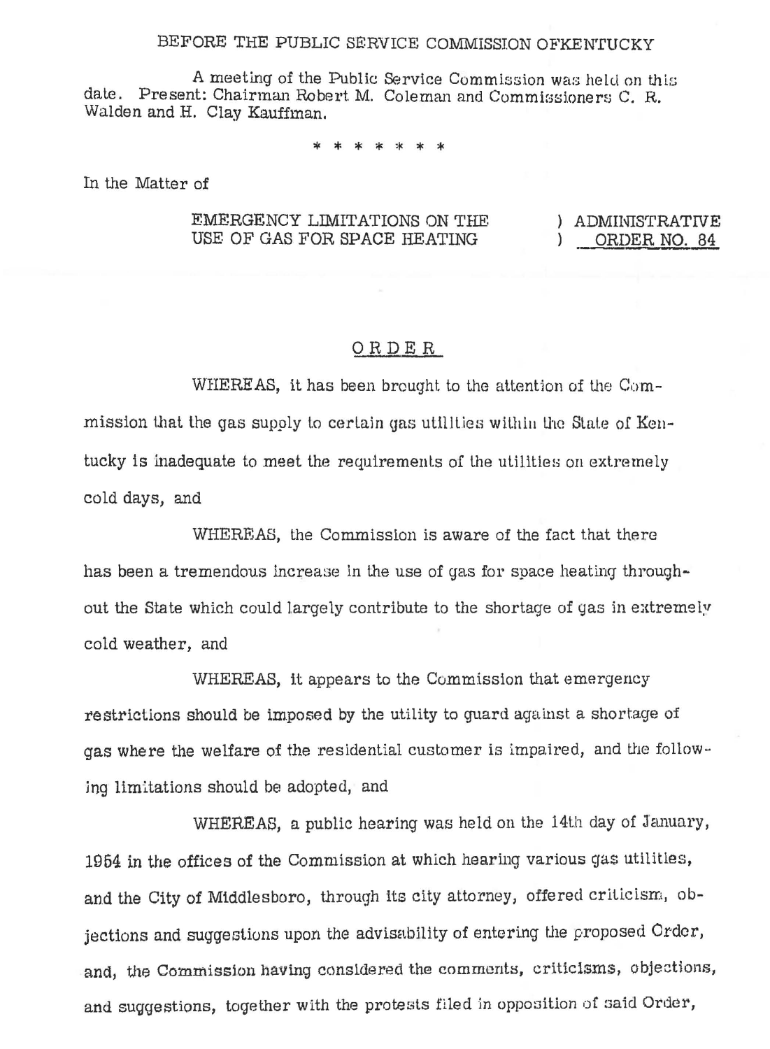BEFORE THE PUBLIC SERVICE COMMISSION OFKENTUCKY

A meeting of the Public Service Commission was held on this date. Present: Chairman Robert M. Coleman and Commissioners C. R. Walden and H. Clay Kauffman.

\* \* \* \* \* \* \*

In the Matter of

EMERGENCY LIMITATIONS ON THE USE OF GAS FOR SPACE HEATING ) ADMINISTRATIVE ) ORDER NO. 84

## ORDER

WHEREAS, it has been brought to the attention of the Commission that the gas supply to certain gas utilities within the State of Kentucky is inadequate to meet the requirements of the utilities on extremely cold days, and

WHEREAS, the Commission is aware of the fact that there has been a tremendous increase in the use of gas for space heating throughout the State which could largely contribute to the shortage of gas in extremely cold weather, and

WHEREAS, it appears to the Commission that emergency restrictions should be imposed by the utility to guard against a shortage of gas where the welfare of the residential customer is impaired, and the following limitations should be adopted, and

WHEREAS, a public hearing was held on the 14th day of January, 1964 in the offices of the Commission at which hearing various gas utilities, and the City of Middlesboro, through its city attorney, offered criticism, objections and suggestions upon the advisability of entering the proposed Order, and, the Commission having considered the comments, criticisms, objections, and suggestions, together with the protests filed in opposition of said Order,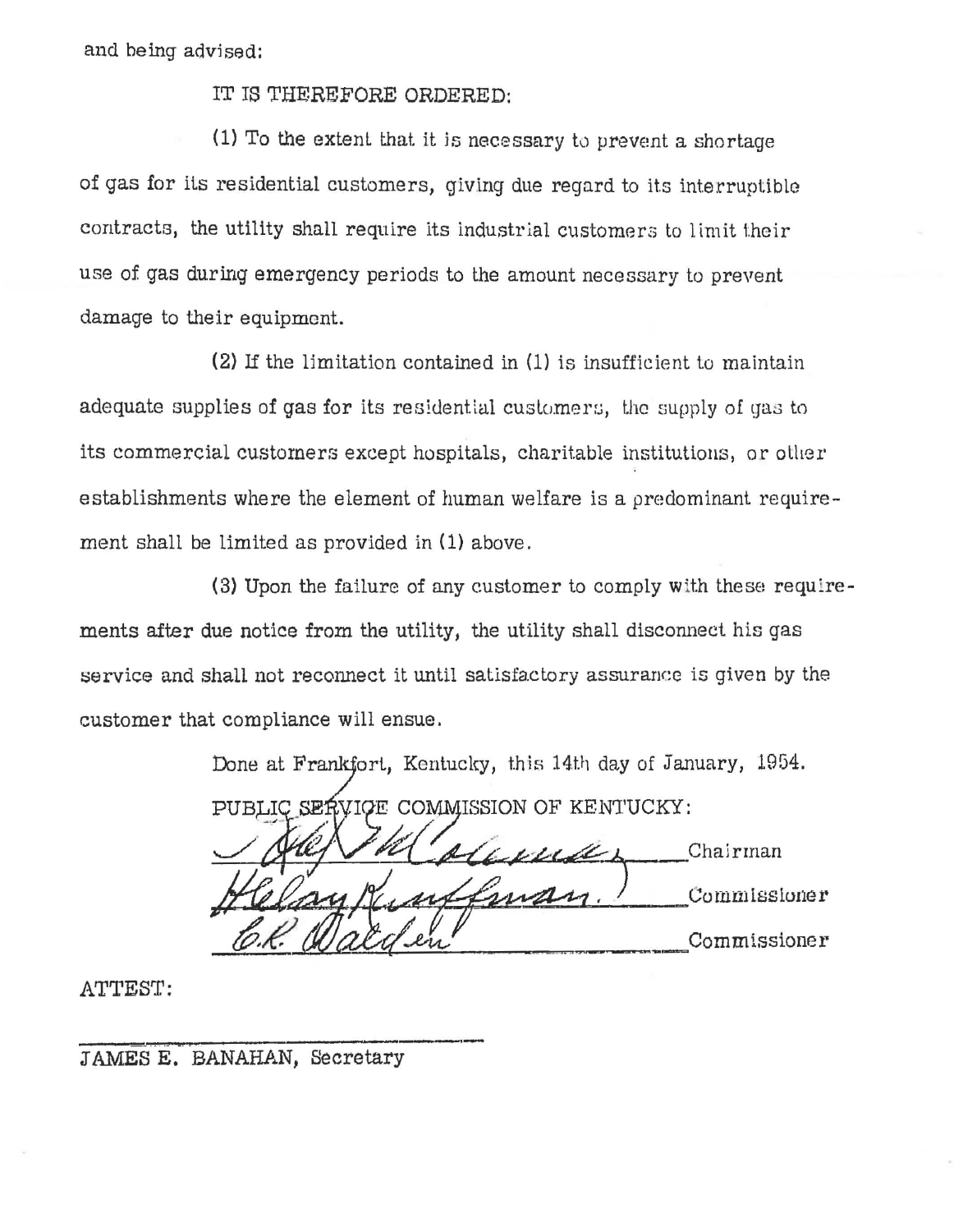and being advised:

IT IS THEREFORE ORDERED:

(1) To the extent that it is necessary to prevent a shortage of gas for its residential customers, giving due regard to its interruptible contracts, the utility shall require its industrial customers to limit their use of gas during emergency periods to the amount necessary to prevent damage to their equipment.

(2) If the limitation contained in (1) is insufficient to maintain adequate supplies of gas for its residential customers, the supply of gas to its commercial customers except hospitals, charitable institutions, or other establishments where the element of human welfare is a predominant requirement shall be limited as provided in (1) above.

(3) Upon the failure of any customer to comply with these requirements after due notice from the utility, the utility shall disconnect his gas service and shall not reconnect it until satisfactory assurance is given by the customer that compliance will ensue.

Done at Frankfort, Kentucky, this 14th day of January, 1954.

PUBLIC SERVICE COMMISSION OF KENTUCKY:

_____________________ Chairman

_____________________ Commissioner

_____________________ Commissioner

ATTEST:

_____________________

JAMES E. BANAHAN, Secretary